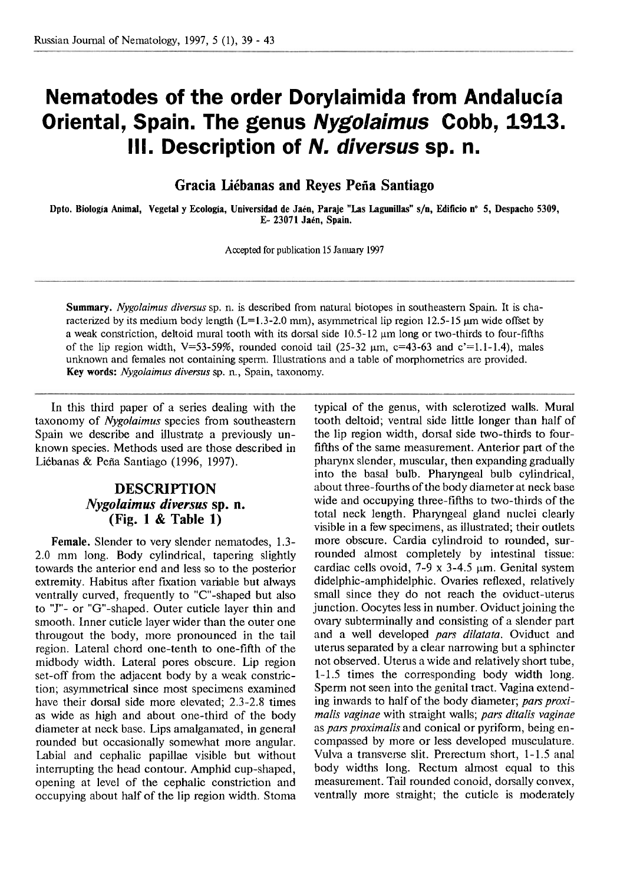# Nematodes of the order Dorylaimida from Andalucía Oriental, Spain. The genus *Nygolaimus* Cobb, 1913. III. Description of *N. diversus* sp. n.

**Gracia Liébanas and Reyes Peña Santiago**

Dpto. Biología Animal, Vegetal y Ecología, Universidad de Jaén, Paraje "Las Lagunillas" s/n, Edificio nº 5, Despacho 5309, E- 23071 Jaén, Spain.

Accepted for publication 15 January 1997

---

**Summary.** *Nygolaimus diversus* sp. n. is described from natural biotopes in southeastern Spain. It is characterized by its medium body length (L=1.3-2.0 mm), asymmetrical lip region 12.5-15 μm wide offset by a weak constriction, deltoid mural tooth with its dorsal side 10.5-12 μm long or two-thirds to four-fifths of the lip region width, V=53-59%, rounded conoid tail (25-32 μm, c=43-63 and c'=1.1-1.4), males unknown and females not containing sperm. Illustrations and a table of morphometrics are provided.
**Key words:** *Nygolaimus diversus* sp. n., Spain, taxonomy.

---

In this third paper of a series dealing with the taxonomy of *Nygolaimus* species from southeastern Spain we describe and illustrate a previously unknown species. Methods used are those described in Liébanas & Peña Santiago (1996, 1997).

## DESCRIPTION

### *Nygolaimus diversus* sp. n.
### (Fig. 1 & Table 1)

**Female.** Slender to very slender nematodes, 1.3-2.0 mm long. Body cylindrical, tapering slightly towards the anterior end and less so to the posterior extremity. Habitus after fixation variable but always ventrally curved, frequently to "C"-shaped but also to "J"- or "G"-shaped. Outer cuticle layer thin and smooth. Inner cuticle layer wider than the outer one througout the body, more pronounced in the tail region. Lateral chord one-tenth to one-fifth of the midbody width. Lateral pores obscure. Lip region set-off from the adjacent body by a weak constriction; asymmetrical since most specimens examined have their dorsal side more elevated; 2.3-2.8 times as wide as high and about one-third of the body diameter at neck base. Lips amalgamated, in general rounded but occasionally somewhat more angular. Labial and cephalic papillae visible but without interrupting the head contour. Amphid cup-shaped, opening at level of the cephalic constriction and occupying about half of the lip region width. Stoma typical of the genus, with sclerotized walls. Mural tooth deltoid; ventral side little longer than half of the lip region width, dorsal side two-thirds to four-fifths of the same measurement. Anterior part of the pharynx slender, muscular, then expanding gradually into the basal bulb. Pharyngeal bulb cylindrical, about three-fourths of the body diameter at neck base wide and occupying three-fifths to two-thirds of the total neck length. Pharyngeal gland nuclei clearly visible in a few specimens, as illustrated; their outlets more obscure. Cardia cylindroid to rounded, surrounded almost completely by intestinal tissue: cardiac cells ovoid, 7-9 x 3-4.5 μm. Genital system didelphic-amphidelphic. Ovaries reflexed, relatively small since they do not reach the oviduct-uterus junction. Oocytes less in number. Oviduct joining the ovary subterminally and consisting of a slender part and a well developed *pars dilatata*. Oviduct and uterus separated by a clear narrowing but a sphincter not observed. Uterus a wide and relatively short tube, 1-1.5 times the corresponding body width long. Sperm not seen into the genital tract. Vagina extending inwards to half of the body diameter; *pars proximalis vaginae* with straight walls; *pars ditalis vaginae* as *pars proximalis* and conical or pyriform, being encompassed by more or less developed musculature. Vulva a transverse slit. Prerectum short, 1-1.5 anal body widths long. Rectum almost equal to this measurement. Tail rounded conoid, dorsally convex, ventrally more straight; the cuticle is moderately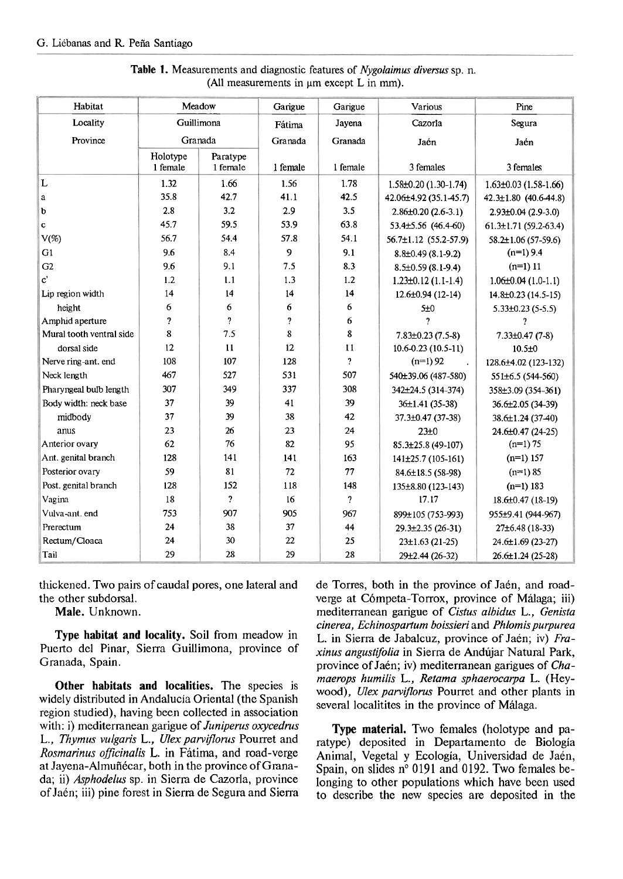**Table 1.** Measurements and diagnostic features of *Nygolaimus diversus* sp. n. (All measurements in µm except L in mm).

| Habitat | Meadow | | Garigue | Garigue | Various | Pine |
|---|---|---|---|---|---|---|
| Locality | Guillimona | | Fátima | Jayena | Cazorla | Segura |
| Province | Granada | | Granada | Granada | Jaén | Jaén |
| | Holotype 1 female | Paratype 1 female | 1 female | 1 female | 3 females | 3 females |
| L | 1.32 | 1.66 | 1.56 | 1.78 | 1.58±0.20 (1.30-1.74) | 1.63±0.03 (1.58-1.66) |
| a | 35.8 | 42.7 | 41.1 | 42.5 | 42.06±4.92 (35.1-45.7) | 42.3±1.80 (40.6-44.8) |
| b | 2.8 | 3.2 | 2.9 | 3.5 | 2.86±0.20 (2.6-3.1) | 2.93±0.04 (2.9-3.0) |
| c | 45.7 | 59.5 | 53.9 | 63.8 | 53.4±5.56 (46.4-60) | 61.3±1.71 (59.2-63.4) |
| V(%) | 56.7 | 54.4 | 57.8 | 54.1 | 56.7±1.12 (55.2-57.9) | 58.2±1.06 (57-59.6) |
| G1 | 9.6 | 8.4 | 9 | 9.1 | 8.8±0.49 (8.1-9.2) | (n=1) 9.4 |
| G2 | 9.6 | 9.1 | 7.5 | 8.3 | 8.5±0.59 (8.1-9.4) | (n=1) 11 |
| c' | 1.2 | 1.1 | 1.3 | 1.2 | 1.23±0.12 (1.1-1.4) | 1.06±0.04 (1.0-1.1) |
| Lip region width | 14 | 14 | 14 | 14 | 12.6±0.94 (12-14) | 14.8±0.23 (14.5-15) |
| height | 6 | 6 | 6 | 6 | 5±0 | 5.33±0.23 (5-5.5) |
| Amphid aperture | ? | ? | ? | 6 | ? | ? |
| Mural tooth ventral side | 8 | 7.5 | 8 | 8 | 7.83±0.23 (7.5-8) | 7.33±0.47 (7-8) |
| dorsal side | 12 | 11 | 12 | 11 | 10.6-0.23 (10.5-11) | 10.5±0 |
| Nerve ring-ant. end | 108 | 107 | 128 | ? | (n=1) 92 | 128.6±4.02 (123-132) |
| Neck length | 467 | 527 | 531 | 507 | 540±39.06 (487-580) | 551±6.5 (544-560) |
| Pharyngeal bulb length | 307 | 349 | 337 | 308 | 342±24.5 (314-374) | 358±3.09 (354-361) |
| Body width: neck base | 37 | 39 | 41 | 39 | 36±1.41 (35-38) | 36.6±2.05 (34-39) |
| midbody | 37 | 39 | 38 | 42 | 37.3±0.47 (37-38) | 38.6±1.24 (37-40) |
| anus | 23 | 26 | 23 | 24 | 23±0 | 24.6±0.47 (24-25) |
| Anterior ovary | 62 | 76 | 82 | 95 | 85.3±25.8 (49-107) | (n=1) 75 |
| Ant. genital branch | 128 | 141 | 141 | 163 | 141±25.7 (105-161) | (n=1) 157 |
| Posterior ovary | 59 | 81 | 72 | 77 | 84.6±18.5 (58-98) | (n=1) 85 |
| Post. genital branch | 128 | 152 | 118 | 148 | 135±8.80 (123-143) | (n=1) 183 |
| Vagina | 18 | ? | 16 | ? | 17.17 | 18.6±0.47 (18-19) |
| Vulva-ant. end | 753 | 907 | 905 | 967 | 899±105 (753-993) | 955±9.41 (944-967) |
| Prerectum | 24 | 38 | 37 | 44 | 29.3±2.35 (26-31) | 27±6.48 (18-33) |
| Rectum/Cloaca | 24 | 30 | 22 | 25 | 23±1.63 (21-25) | 24.6±1.69 (23-27) |
| Tail | 29 | 28 | 29 | 28 | 29±2.44 (26-32) | 26.6±1.24 (25-28) |

thickened. Two pairs of caudal pores, one lateral and the other subdorsal.

**Male.** Unknown.

**Type habitat and locality.** Soil from meadow in Puerto del Pinar, Sierra Guillimona, province of Granada, Spain.

**Other habitats and localities.** The species is widely distributed in Andalucía Oriental (the Spanish region studied), having been collected in association with: i) mediterranean garigue of *Juniperus oxycedrus* L., *Thymus vulgaris* L., *Ulex parviflorus* Pourret and *Rosmarinus officinalis* L. in Fátima, and road-verge at Jayena-Almuñécar, both in the province of Granada; ii) *Asphodelus* sp. in Sierra de Cazorla, province of Jaén; iii) pine forest in Sierra de Segura and Sierra de Torres, both in the province of Jaén, and road-verge at Cómpeta-Torrox, province of Málaga; iii) mediterranean garigue of *Cistus albidus* L., *Genista cinerea*, *Echinospartum boissieri* and *Phlomis purpurea* L. in Sierra de Jabalcuz, province of Jaén; iv) *Fraxinus angustifolia* in Sierra de Andújar Natural Park, province of Jaén; iv) mediterranean garigues of *Chamaerops humilis* L., *Retama sphaerocarpa* L. (Heywood), *Ulex parviflorus* Pourret and other plants in several localitites in the province of Málaga.

**Type material.** Two females (holotype and paratype) deposited in Departamento de Biología Animal, Vegetal y Ecología, Universidad de Jaén, Spain, on slides nº 0191 and 0192. Two females belonging to other populations which have been used to describe the new species are deposited in the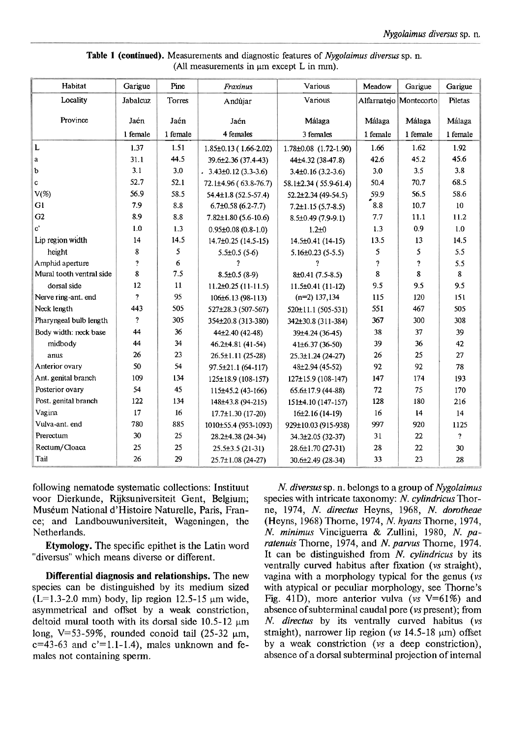**Table 1 (continued).** Measurements and diagnostic features of *Nygolaimus diversus* sp. n. (All measurements in μm except L in mm).

| Habitat | Garigue | Pine | *Fraxinus* | Various | Meadow | Garigue | Garigue |
|---|---|---|---|---|---|---|---|
| Locality | Jabalcuz | Torres | Andújar | Various | Alfarnatejo | Montecorto | Piletas |
| Province | Jaén | Jaén | Jaén | Málaga | Málaga | Málaga | Málaga |
| | 1 female | 1 female | 4 females | 3 females | 1 female | 1 female | 1 female |
| L | 1.37 | 1.51 | 1.85±0.13 (1.66-2.02) | 1.78±0.08 (1.72-1.90) | 1.66 | 1.62 | 1.92 |
| a | 31.1 | 44.5 | 39.6±2.36 (37.4-43) | 44±4.32 (38-47.8) | 42.6 | 45.2 | 45.6 |
| b | 3.1 | 3.0 | 3.43±0.12 (3.3-3.6) | 3.4±0.16 (3.2-3.6) | 3.0 | 3.5 | 3.8 |
| c | 52.7 | 52.1 | 72.1±4.96 (63.8-76.7) | 58.1±2.34 (55.9-61.4) | 50.4 | 70.7 | 68.5 |
| V(%) | 56.9 | 58.5 | 54.4±1.8 (52.5-57.4) | 52.2±2.34 (49-54.5) | 59.9 | 56.5 | 58.6 |
| G1 | 7.9 | 8.8 | 6.7±0.58 (6.2-7.7) | 7.2±1.15 (5.7-8.5) | 8.8 | 10.7 | 10 |
| G2 | 8.9 | 8.8 | 7.82±1.80 (5.6-10.6) | 8.5±0.49 (7.9-9.1) | 7.7 | 11.1 | 11.2 |
| c' | 1.0 | 1.3 | 0.95±0.08 (0.8-1.0) | 1.2±0 | 1.3 | 0.9 | 1.0 |
| Lip region width | 14 | 14.5 | 14.7±0.25 (14.5-15) | 14.5±0.41 (14-15) | 13.5 | 13 | 14.5 |
| height | 8 | 5 | 5.5±0.5 (5-6) | 5.16±0.23 (5-5.5) | 5 | 5 | 5.5 |
| Amphid aperture | ? | 6 | ? | ? | ? | ? | 5.5 |
| Mural tooth ventral side | 8 | 7.5 | 8.5±0.5 (8-9) | 8±0.41 (7.5-8.5) | 8 | 8 | 8 |
| dorsal side | 12 | 11 | 11.2±0.25 (11-11.5) | 11.5±0.41 (11-12) | 9.5 | 9.5 | 9.5 |
| Nerve ring-ant. end | ? | 95 | 106±6.13 (98-113) | (n=2) 137,134 | 115 | 120 | 151 |
| Neck length | 443 | 505 | 527±28.3 (507-567) | 520±11.1 (505-531) | 551 | 467 | 505 |
| Pharyngeal bulb length | ? | 305 | 354±20.8 (313-380) | 342±30.8 (311-384) | 367 | 300 | 308 |
| Body width: neck base | 44 | 36 | 44±2.40 (42-48) | 39±4.24 (36-45) | 38 | 37 | 39 |
| midbody | 44 | 34 | 46.2±4.81 (41-54) | 41±6.37 (36-50) | 39 | 36 | 42 |
| anus | 26 | 23 | 26.5±1.11 (25-28) | 25.3±1.24 (24-27) | 26 | 25 | 27 |
| Anterior ovary | 50 | 54 | 97.5±21.1 (64-117) | 48±2.94 (45-52) | 92 | 92 | 78 |
| Ant. genital branch | 109 | 134 | 125±18.9 (108-157) | 127±15.9 (108-147) | 147 | 174 | 193 |
| Posterior ovary | 54 | 45 | 115±45.2 (43-166) | 65.6±17.9 (44-88) | 72 | 75 | 170 |
| Post. genital branch | 122 | 134 | 148±43.8 (94-215) | 151±4.10 (147-157) | 128 | 180 | 216 |
| Vagina | 17 | 16 | 17.7±1.30 (17-20) | 16±2.16 (14-19) | 16 | 14 | 14 |
| Vulva-ant. end | 780 | 885 | 1010±55.4 (953-1093) | 929±10.03 (915-938) | 997 | 920 | 1125 |
| Prerectum | 30 | 25 | 28.2±4.38 (24-34) | 34.3±2.05 (32-37) | 31 | 22 | ? |
| Rectum/Cloaca | 25 | 25 | 25.5±3.5 (21-31) | 28.6±1.70 (27-31) | 28 | 22 | 30 |
| Tail | 26 | 29 | 25.7±1.08 (24-27) | 30.6±2.49 (28-34) | 33 | 23 | 28 |

following nematode systematic collections: Instituut voor Dierkunde, Rijksuniversiteit Gent, Belgium; Muséum National d'Histoire Naturelle, Paris, France; and Landbouwuniversiteit, Wageningen, the Netherlands.

**Etymology.** The specific epithet is the Latin word "diversus" which means diverse or different.

**Differential diagnosis and relationships.** The new species can be distinguished by its medium sized (L=1.3-2.0 mm) body, lip region 12.5-15 μm wide, asymmetrical and offset by a weak constriction, deltoid mural tooth with its dorsal side 10.5-12 μm long, V=53-59%, rounded conoid tail (25-32 μm, c=43-63 and c'=1.1-1.4), males unknown and females not containing sperm.

*N. diversus* sp. n. belongs to a group of *Nygolaimus* species with intricate taxonomy: *N. cylindricus* Thorne, 1974, *N. directus* Heyns, 1968, *N. dorotheae* (Heyns, 1968) Thorne, 1974, *N. hyans* Thorne, 1974, *N. minimus* Vinciguerra & Zullini, 1980, *N. paratenuis* Thorne, 1974, and *N. parvus* Thorne, 1974. It can be distinguished from *N. cylindricus* by its ventrally curved habitus after fixation (*vs* straight), vagina with a morphology typical for the genus (*vs* with atypical or peculiar morphology, see Thorne's Fig. 41D), more anterior vulva (*vs* V=61%) and absence of subterminal caudal pore (*vs* present); from *N. directus* by its ventrally curved habitus (*vs* straight), narrower lip region (*vs* 14.5-18 μm) offset by a weak constriction (*vs* a deep constriction), absence of a dorsal subterminal projection of internal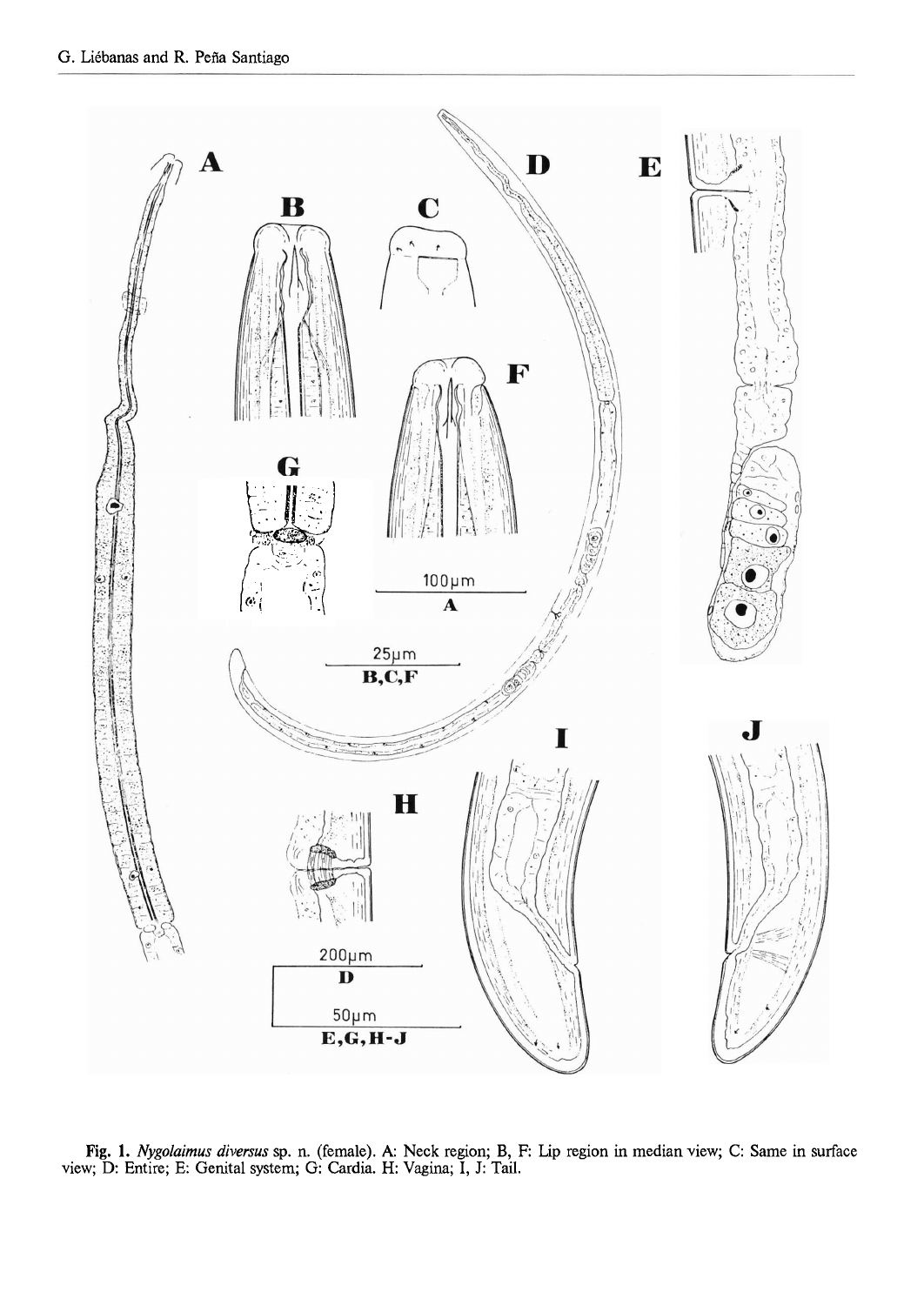**Fig. 1.** *Nygolaimus diversus* sp. n. (female). A: Neck region; B, F: Lip region in median view; C: Same in surface view; D: Entire; E: Genital system; G: Cardia. H: Vagina; I, J: Tail.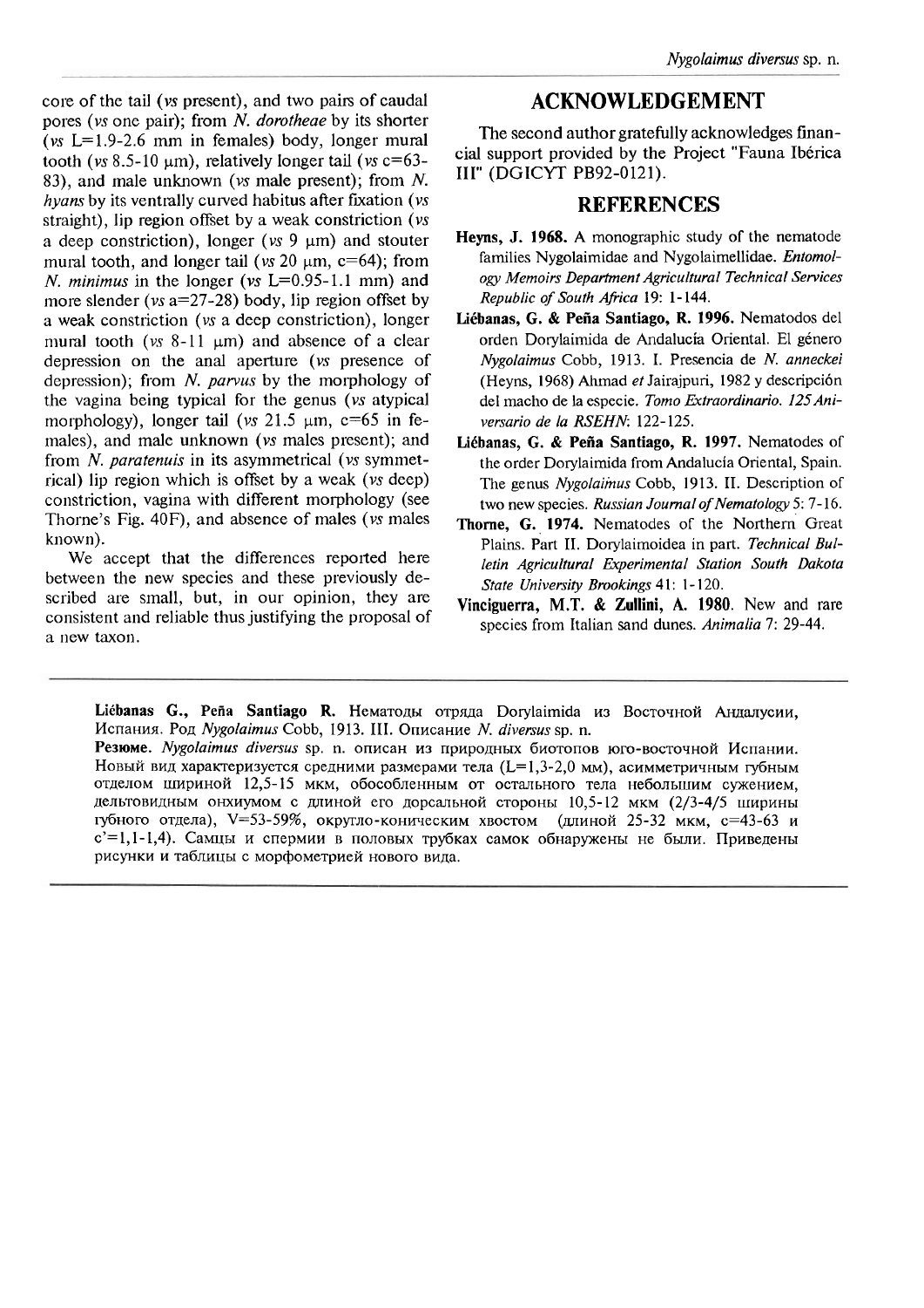core of the tail (*vs* present), and two pairs of caudal pores (*vs* one pair); from *N. dorotheae* by its shorter (*vs* L=1.9-2.6 mm in females) body, longer mural tooth (*vs* 8.5-10 μm), relatively longer tail (*vs* c=63-83), and male unknown (*vs* male present); from *N. hyans* by its ventrally curved habitus after fixation (*vs* straight), lip region offset by a weak constriction (*vs* a deep constriction), longer (*vs* 9 μm) and stouter mural tooth, and longer tail (*vs* 20 μm, c=64); from *N. minimus* in the longer (*vs* L=0.95-1.1 mm) and more slender (*vs* a=27-28) body, lip region offset by a weak constriction (*vs* a deep constriction), longer mural tooth (*vs* 8-11 μm) and absence of a clear depression on the anal aperture (*vs* presence of depression); from *N. parvus* by the morphology of the vagina being typical for the genus (*vs* atypical morphology), longer tail (*vs* 21.5 μm, c=65 in females), and male unknown (*vs* males present); and from *N. paratenuis* in its asymmetrical (*vs* symmetrical) lip region which is offset by a weak (*vs* deep) constriction, vagina with different morphology (see Thorne's Fig. 40F), and absence of males (*vs* males known).

We accept that the differences reported here between the new species and these previously described are small, but, in our opinion, they are consistent and reliable thus justifying the proposal of a new taxon.

## ACKNOWLEDGEMENT

The second author gratefully acknowledges financial support provided by the Project "Fauna Ibérica III" (DGICYT PB92-0121).

## REFERENCES

**Heyns, J. 1968.** A monographic study of the nematode families Nygolaimidae and Nygolaimellidae. *Entomology Memoirs Department Agricultural Technical Services Republic of South Africa* 19: 1-144.

**Liébanas, G. & Peña Santiago, R. 1996.** Nematodos del orden Dorylaimida de Andalucía Oriental. El género *Nygolaimus* Cobb, 1913. I. Presencia de *N. anneckei* (Heyns, 1968) Ahmad *et* Jairajpuri, 1982 y descripción del macho de la especie. *Tomo Extraordinario. 125 Aniversario de la RSEHN*: 122-125.

**Liébanas, G. & Peña Santiago, R. 1997.** Nematodes of the order Dorylaimida from Andalucía Oriental, Spain. The genus *Nygolaimus* Cobb, 1913. II. Description of two new species. *Russian Journal of Nematology* 5: 7-16.

**Thorne, G. 1974.** Nematodes of the Northern Great Plains. Part II. Dorylaimoidea in part. *Technical Bulletin Agricultural Experimental Station South Dakota State University Brookings* 41: 1-120.

**Vinciguerra, M.T. & Zullini, A. 1980**. New and rare species from Italian sand dunes. *Animalia* 7: 29-44.

---

**Liébanas G., Peña Santiago R.** Нематоды отряда Dorylaimida из Восточной Андалусии, Испания. Род *Nygolaimus* Cobb, 1913. III. Описание *N. diversus* sp. n.

**Резюме.** *Nygolaimus diversus* sp. n. описан из природных биотопов юго-восточной Испании. Новый вид характеризуется средними размерами тела (L=1,3-2,0 мм), асимметричным губным отделом шириной 12,5-15 мкм, обособленным от остального тела небольшим сужением, дельтовидным онхиумом с длиной его дорсальной стороны 10,5-12 мкм (2/3-4/5 ширины губного отдела), V=53-59%, округло-коническим хвостом (длиной 25-32 мкм, c=43-63 и c'=1,1-1,4). Самцы и спермии в половых трубках самок обнаружены не были. Приведены рисунки и таблицы с морфометрией нового вида.